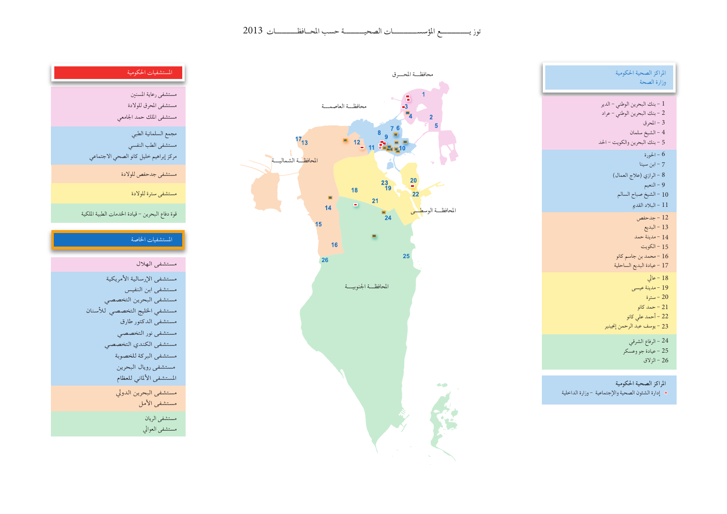# توزيع المؤسسات الصحية حسب المحافظات 2013

## المراكز الصحية الحكومية وزارة الصحة

1 - بنك البحرين الوطني - الدير
2 - بنك البحرين الوطني - عراد
3 - المحرق
4 - الشيخ سلمان
5 - بنك البحرين والكويت - الحد
6 - الحورة
7 - ابن سينا
8 - الرازي (علاج العمال)
9 - النعيم
10 - الشيخ صباح السالم
11 - البلاد القديم
12 - جدحفص
13 - البديع
14 - مدينة حمد
15 - الكويت
16 - محمد بن جاسم كانو
17 - عيادة البديع الساحلية
18 - عالي
19 - مدينة عيسى
20 - سترة
21 - حمد كانو
22 - أحمد علي كانو
23 - يوسف عبد الرحمن إنجينير
24 - الرفاع الشرقي
25 - عيادة جو وعسكر
26 - الزلاق

## المراكز الصحية الحكومية

* إدارة الشئون الصحية والإجتماعية - وزارة الداخلية

## المستشفيات الحكومية

- مستشفى رعاية المسنين
- مستشفى المحرق للولادة
- مستشفى الملك حمد الجامعي
- مجمع السلمانية الطبي
- مستشفى الطب النفسي
- مركز إبراهيم خليل كانو الصحي الاجتماعي
- مستشفى جدحفص للولادة
- مستشفى سترة للولادة
- قوة دفاع البحرين - قيادة الخدمات الطبية الملكية

## المستشفيات الخاصة

- مستشفى الهلال
- مستشفى الإرسالية الأمريكية
- مستشفى ابن النفيس
- مستشفى البحرين التخصصي
- مستشفى الخليج التخصصي للأسنان
- مستشفى الدكتور طارق
- مستشفى نور التخصصي
- مستشفى الكندي التخصصي
- مستشفى البركة للخصوبة
- مستشفى رويال البحرين
- المستشفى الألماني للعظام
- مستشفى البحرين الدولي
- مستشفى الأمل
- مستشفى الريان
- مستشفى العوالي

محافظة المحرق

محافظة العاصمة

المحافظة الشمالية

المحافظة الوسطى

المحافظة الجنوبية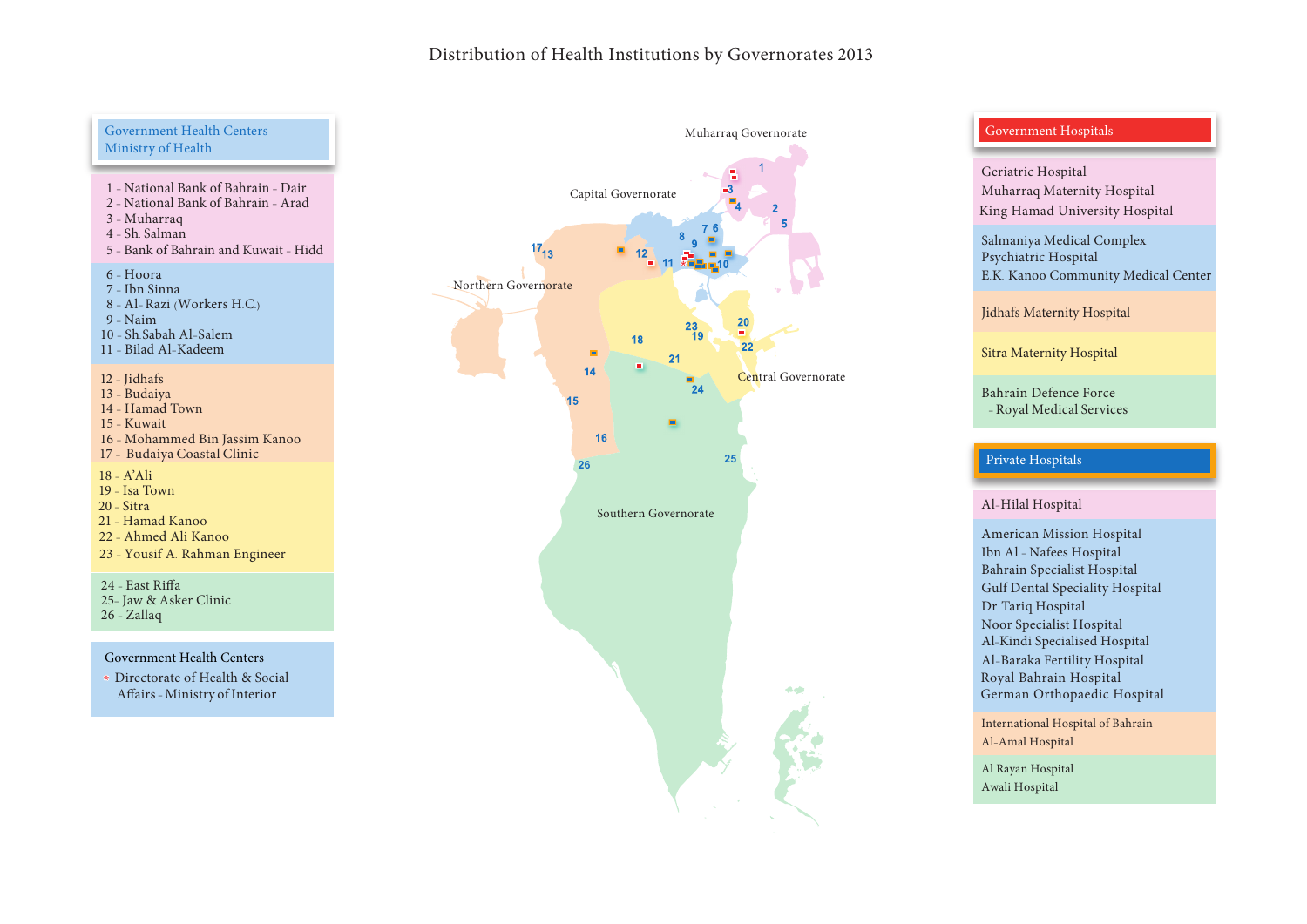# Distribution of Health Institutions by Governorates 2013

## Government Health Centers Ministry of Health

1 - National Bank of Bahrain - Dair
2 - National Bank of Bahrain - Arad
3 - Muharraq
4 - Sh. Salman
5 - Bank of Bahrain and Kuwait - Hidd

6 - Hoora
7 - Ibn Sinna
8 - Al- Razi (Workers H.C.)
9 - Naim
10 - Sh.Sabah Al-Salem
11 - Bilad Al-Kadeem

12 - Jidhafs
13 - Budaiya
14 - Hamad Town
15 - Kuwait
16 - Mohammed Bin Jassim Kanoo
17 - Budaiya Coastal Clinic

18 - A'Ali
19 - Isa Town
20 - Sitra
21 - Hamad Kanoo
22 - Ahmed Ali Kanoo
23 - Yousif A. Rahman Engineer

24 - East Riffa
25- Jaw & Asker Clinic
26 - Zallaq

## Government Health Centers

* Directorate of Health & Social Affairs - Ministry of Interior

Muharraq Governorate

Capital Governorate

Northern Governorate

Central Governorate

Southern Governorate

## Government Hospitals

Geriatric Hospital
Muharraq Maternity Hospital
King Hamad University Hospital

Salmaniya Medical Complex
Psychiatric Hospital
E.K. Kanoo Community Medical Center

Jidhafs Maternity Hospital

Sitra Maternity Hospital

Bahrain Defence Force - Royal Medical Services

## Private Hospitals

Al-Hilal Hospital

American Mission Hospital
Ibn Al - Nafees Hospital
Bahrain Specialist Hospital
Gulf Dental Speciality Hospital
Dr. Tariq Hospital
Noor Specialist Hospital
Al-Kindi Specialised Hospital
Al-Baraka Fertility Hospital
Royal Bahrain Hospital
German Orthopaedic Hospital

International Hospital of Bahrain
Al-Amal Hospital

Al Rayan Hospital
Awali Hospital